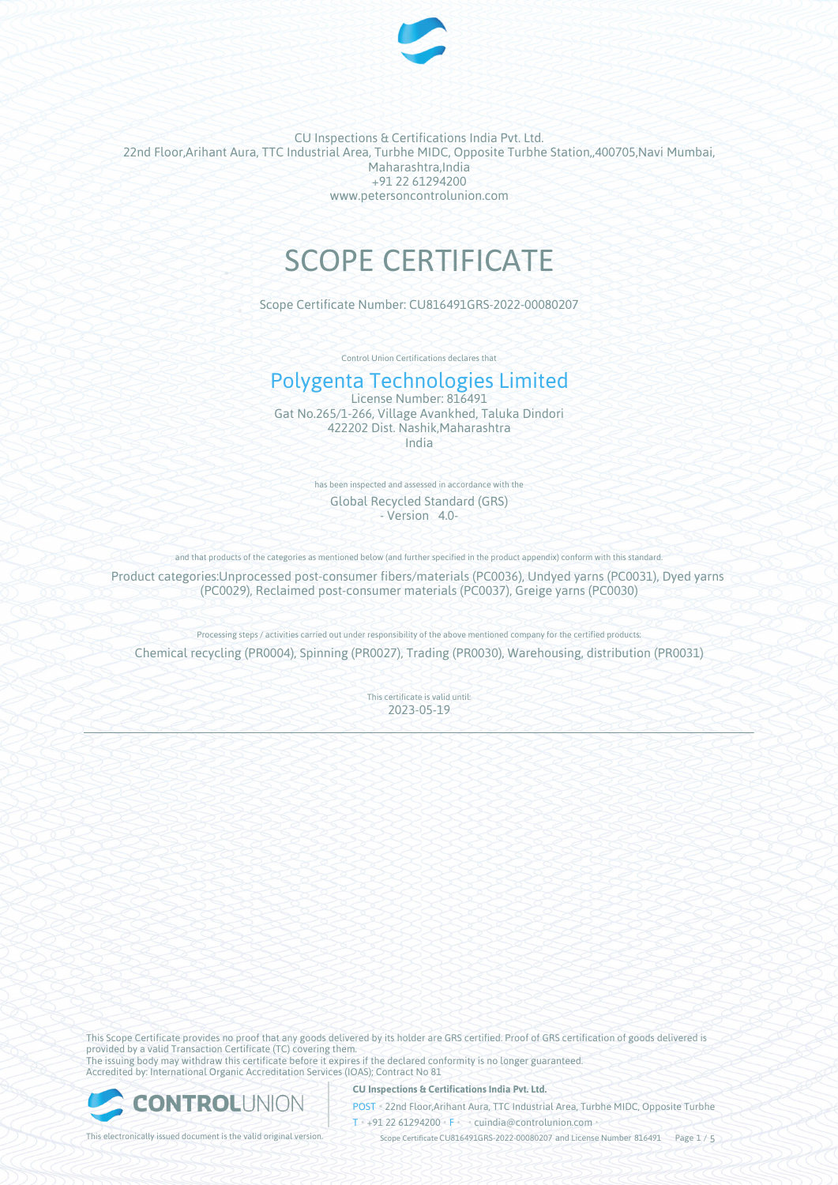CU Inspections & Certifications India Pvt. Ltd.
22nd Floor,Arihant Aura, TTC Industrial Area, Turbhe MIDC, Opposite Turbhe Station,,400705,Navi Mumbai, Maharashtra,India
+91 22 61294200
www.petersoncontrolunion.com

# SCOPE CERTIFICATE

Scope Certificate Number: CU816491GRS-2022-00080207

Control Union Certifications declares that

## Polygenta Technologies Limited

License Number: 816491
Gat No.265/1-266, Village Avankhed, Taluka Dindori
422202 Dist. Nashik,Maharashtra
India

has been inspected and assessed in accordance with the

Global Recycled Standard (GRS)
\- Version 4.0-

and that products of the categories as mentioned below (and further specified in the product appendix) conform with this standard.

Product categories:Unprocessed post-consumer fibers/materials (PC0036), Undyed yarns (PC0031), Dyed yarns (PC0029), Reclaimed post-consumer materials (PC0037), Greige yarns (PC0030)

Processing steps / activities carried out under responsibility of the above mentioned company for the certified products:

Chemical recycling (PR0004), Spinning (PR0027), Trading (PR0030), Warehousing, distribution (PR0031)

This certificate is valid until:
2023-05-19

---

This Scope Certificate provides no proof that any goods delivered by its holder are GRS certified. Proof of GRS certification of goods delivered is provided by a valid Transaction Certificate (TC) covering them.
The issuing body may withdraw this certificate before it expires if the declared conformity is no longer guaranteed.
Accredited by: International Organic Accreditation Services (IOAS); Contract No 81

This electronically issued document is the valid original version.

**CU Inspections & Certifications India Pvt. Ltd.**
POST • 22nd Floor,Arihant Aura, TTC Industrial Area, Turbhe MIDC, Opposite Turbhe
T • +91 22 61294200 • F • • cuindia@controlunion.com •
Scope Certificate CU816491GRS-2022-00080207 and License Number 816491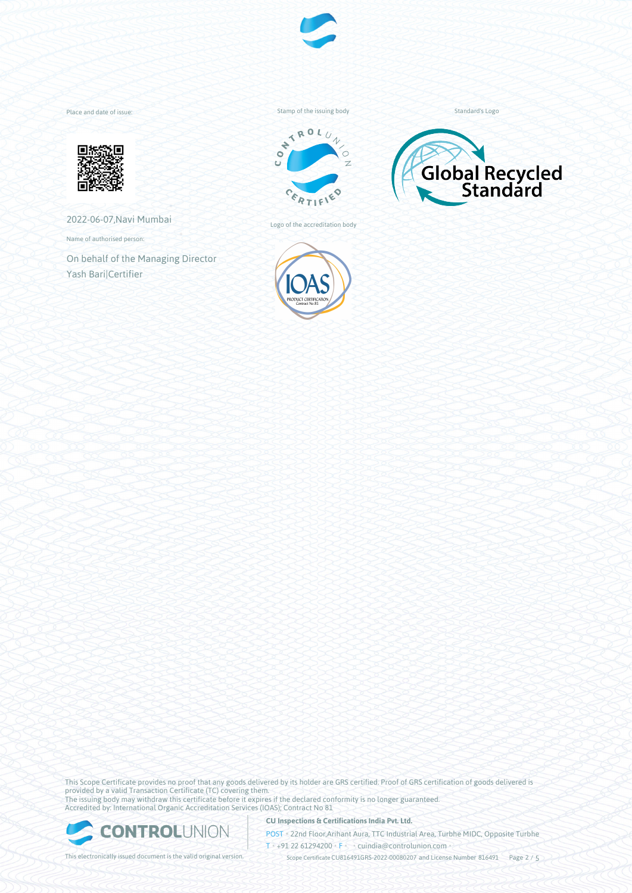Place and date of issue:

2022-06-07,Navi Mumbai

Name of authorised person:

On behalf of the Managing Director
Yash Bari|Certifier

Stamp of the issuing body

Logo of the accreditation body

Standard's Logo

This Scope Certificate provides no proof that any goods delivered by its holder are GRS certified. Proof of GRS certification of goods delivered is provided by a valid Transaction Certificate (TC) covering them.
The issuing body may withdraw this certificate before it expires if the declared conformity is no longer guaranteed.
Accredited by: International Organic Accreditation Services (IOAS); Contract No 81

**CU Inspections & Certifications India Pvt. Ltd.**

POST • 22nd Floor,Arihant Aura, TTC Industrial Area, Turbhe MIDC, Opposite Turbhe
T • +91 22 61294200 • F • • cuindia@controlunion.com •

This electronically issued document is the valid original version.

Scope Certificate CU816491GRS-2022-00080207 and License Number 816491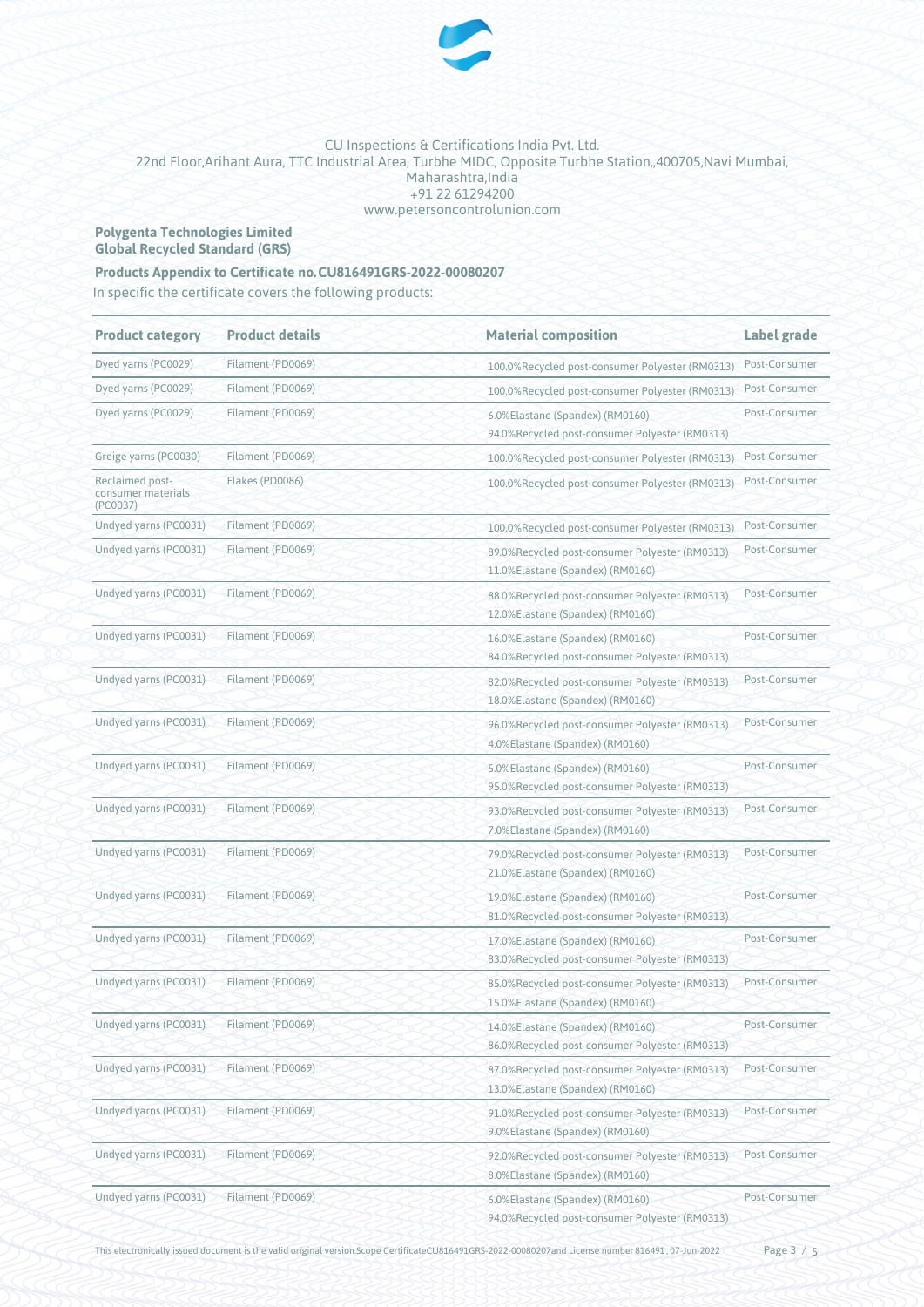CU Inspections & Certifications India Pvt. Ltd.
22nd Floor,Arihant Aura, TTC Industrial Area, Turbhe MIDC, Opposite Turbhe Station,,400705,Navi Mumbai, Maharashtra,India
+91 22 61294200
www.petersoncontrolunion.com

**Polygenta Technologies Limited**
**Global Recycled Standard (GRS)**

**Products Appendix to Certificate no.CU816491GRS-2022-00080207**

In specific the certificate covers the following products:

| Product category | Product details | Material composition | Label grade |
|---|---|---|---|
| Dyed yarns (PC0029) | Filament (PD0069) | 100.0%Recycled post-consumer Polyester (RM0313) | Post-Consumer |
| Dyed yarns (PC0029) | Filament (PD0069) | 100.0%Recycled post-consumer Polyester (RM0313) | Post-Consumer |
| Dyed yarns (PC0029) | Filament (PD0069) | 6.0%Elastane (Spandex) (RM0160)<br>94.0%Recycled post-consumer Polyester (RM0313) | Post-Consumer |
| Greige yarns (PC0030) | Filament (PD0069) | 100.0%Recycled post-consumer Polyester (RM0313) | Post-Consumer |
| Reclaimed post-consumer materials (PC0037) | Flakes (PD0086) | 100.0%Recycled post-consumer Polyester (RM0313) | Post-Consumer |
| Undyed yarns (PC0031) | Filament (PD0069) | 100.0%Recycled post-consumer Polyester (RM0313) | Post-Consumer |
| Undyed yarns (PC0031) | Filament (PD0069) | 89.0%Recycled post-consumer Polyester (RM0313)<br>11.0%Elastane (Spandex) (RM0160) | Post-Consumer |
| Undyed yarns (PC0031) | Filament (PD0069) | 88.0%Recycled post-consumer Polyester (RM0313)<br>12.0%Elastane (Spandex) (RM0160) | Post-Consumer |
| Undyed yarns (PC0031) | Filament (PD0069) | 16.0%Elastane (Spandex) (RM0160)<br>84.0%Recycled post-consumer Polyester (RM0313) | Post-Consumer |
| Undyed yarns (PC0031) | Filament (PD0069) | 82.0%Recycled post-consumer Polyester (RM0313)<br>18.0%Elastane (Spandex) (RM0160) | Post-Consumer |
| Undyed yarns (PC0031) | Filament (PD0069) | 96.0%Recycled post-consumer Polyester (RM0313)<br>4.0%Elastane (Spandex) (RM0160) | Post-Consumer |
| Undyed yarns (PC0031) | Filament (PD0069) | 5.0%Elastane (Spandex) (RM0160)<br>95.0%Recycled post-consumer Polyester (RM0313) | Post-Consumer |
| Undyed yarns (PC0031) | Filament (PD0069) | 93.0%Recycled post-consumer Polyester (RM0313)<br>7.0%Elastane (Spandex) (RM0160) | Post-Consumer |
| Undyed yarns (PC0031) | Filament (PD0069) | 79.0%Recycled post-consumer Polyester (RM0313)<br>21.0%Elastane (Spandex) (RM0160) | Post-Consumer |
| Undyed yarns (PC0031) | Filament (PD0069) | 19.0%Elastane (Spandex) (RM0160)<br>81.0%Recycled post-consumer Polyester (RM0313) | Post-Consumer |
| Undyed yarns (PC0031) | Filament (PD0069) | 17.0%Elastane (Spandex) (RM0160)<br>83.0%Recycled post-consumer Polyester (RM0313) | Post-Consumer |
| Undyed yarns (PC0031) | Filament (PD0069) | 85.0%Recycled post-consumer Polyester (RM0313)<br>15.0%Elastane (Spandex) (RM0160) | Post-Consumer |
| Undyed yarns (PC0031) | Filament (PD0069) | 14.0%Elastane (Spandex) (RM0160)<br>86.0%Recycled post-consumer Polyester (RM0313) | Post-Consumer |
| Undyed yarns (PC0031) | Filament (PD0069) | 87.0%Recycled post-consumer Polyester (RM0313)<br>13.0%Elastane (Spandex) (RM0160) | Post-Consumer |
| Undyed yarns (PC0031) | Filament (PD0069) | 91.0%Recycled post-consumer Polyester (RM0313)<br>9.0%Elastane (Spandex) (RM0160) | Post-Consumer |
| Undyed yarns (PC0031) | Filament (PD0069) | 92.0%Recycled post-consumer Polyester (RM0313)<br>8.0%Elastane (Spandex) (RM0160) | Post-Consumer |
| Undyed yarns (PC0031) | Filament (PD0069) | 6.0%Elastane (Spandex) (RM0160)<br>94.0%Recycled post-consumer Polyester (RM0313) | Post-Consumer |

This electronically issued document is the valid original version.Scope CertificateCU816491GRS-2022-00080207and License number 816491 , 07-Jun-2022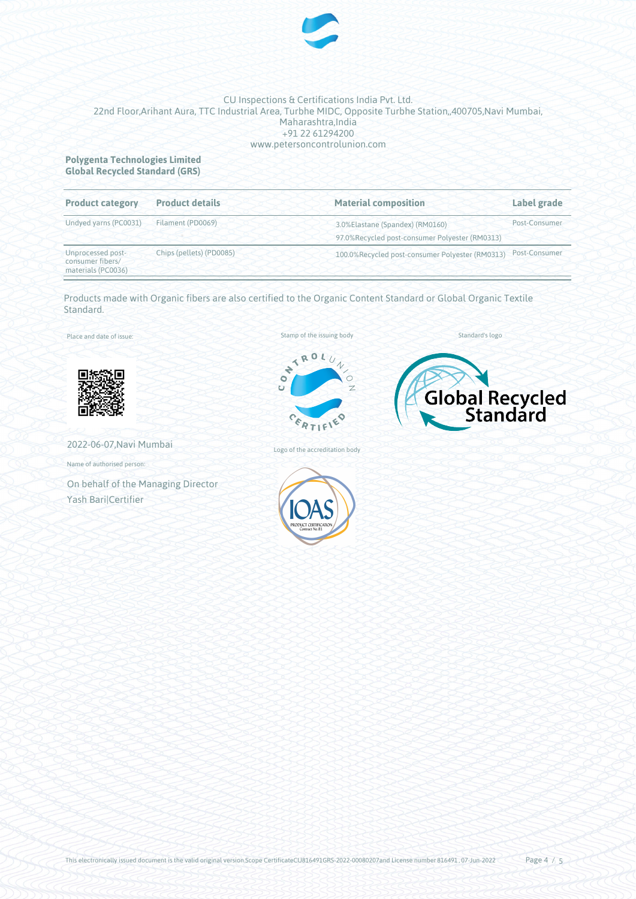CU Inspections & Certifications India Pvt. Ltd.
22nd Floor,Arihant Aura, TTC Industrial Area, Turbhe MIDC, Opposite Turbhe Station,,400705,Navi Mumbai, Maharashtra,India
+91 22 61294200
www.petersoncontrolunion.com

**Polygenta Technologies Limited**
**Global Recycled Standard (GRS)**

| Product category | Product details | Material composition | Label grade |
|---|---|---|---|
| Undyed yarns (PC0031) | Filament (PD0069) | 3.0%Elastane (Spandex) (RM0160)<br>97.0%Recycled post-consumer Polyester (RM0313) | Post-Consumer |
| Unprocessed post-consumer fibers/ materials (PC0036) | Chips (pellets) (PD0085) | 100.0%Recycled post-consumer Polyester (RM0313) | Post-Consumer |

Products made with Organic fibers are also certified to the Organic Content Standard or Global Organic Textile Standard.

Place and date of issue:

2022-06-07,Navi Mumbai

Name of authorised person:

On behalf of the Managing Director
Yash Bari|Certifier

Stamp of the issuing body

Standard's logo

Logo of the accreditation body

This electronically issued document is the valid original version.Scope CertificateCU816491GRS-2022-00080207and License number 816491 , 07-Jun-2022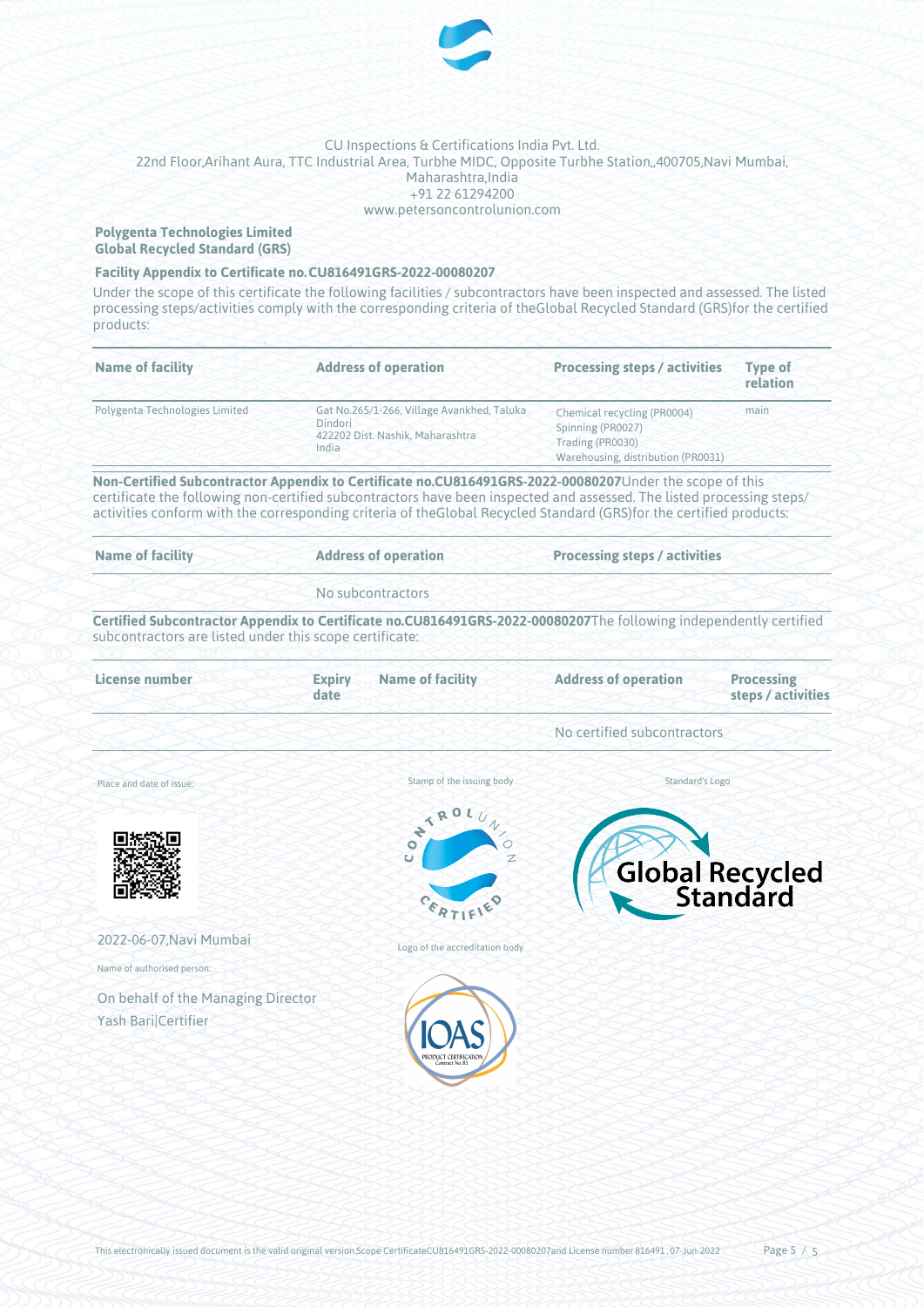CU Inspections & Certifications India Pvt. Ltd.
22nd Floor,Arihant Aura, TTC Industrial Area, Turbhe MIDC, Opposite Turbhe Station,,400705,Navi Mumbai, Maharashtra,India
+91 22 61294200
www.petersoncontrolunion.com

**Polygenta Technologies Limited**
**Global Recycled Standard (GRS)**

**Facility Appendix to Certificate no. CU816491GRS-2022-00080207**

Under the scope of this certificate the following facilities / subcontractors have been inspected and assessed. The listed processing steps/activities comply with the corresponding criteria of theGlobal Recycled Standard (GRS)for the certified products:

| Name of facility | Address of operation | Processing steps / activities | Type of relation |
|---|---|---|---|
| Polygenta Technologies Limited | Gat No.265/1-266, Village Avankhed, Taluka Dindori 422202 Dist. Nashik, Maharashtra India | Chemical recycling (PR0004) Spinning (PR0027) Trading (PR0030) Warehousing, distribution (PR0031) | main |

**Non-Certified Subcontractor Appendix to Certificate no.CU816491GRS-2022-00080207**Under the scope of this certificate the following non-certified subcontractors have been inspected and assessed. The listed processing steps/ activities conform with the corresponding criteria of theGlobal Recycled Standard (GRS)for the certified products:

| Name of facility | Address of operation | Processing steps / activities |
|---|---|---|
| | No subcontractors | |

**Certified Subcontractor Appendix to Certificate no.CU816491GRS-2022-00080207**The following independently certified subcontractors are listed under this scope certificate:

| License number | Expiry date | Name of facility | Address of operation | Processing steps / activities |
|---|---|---|---|---|
| | | | No certified subcontractors | |

Place and date of issue:

2022-06-07,Navi Mumbai

Name of authorised person:

On behalf of the Managing Director
Yash Bari|Certifier

Stamp of the issuing body

Standard's Logo

Logo of the accreditation body

This electronically issued document is the valid original version.Scope CertificateCU816491GRS-2022-00080207and License number 816491 , 07-Jun-2022